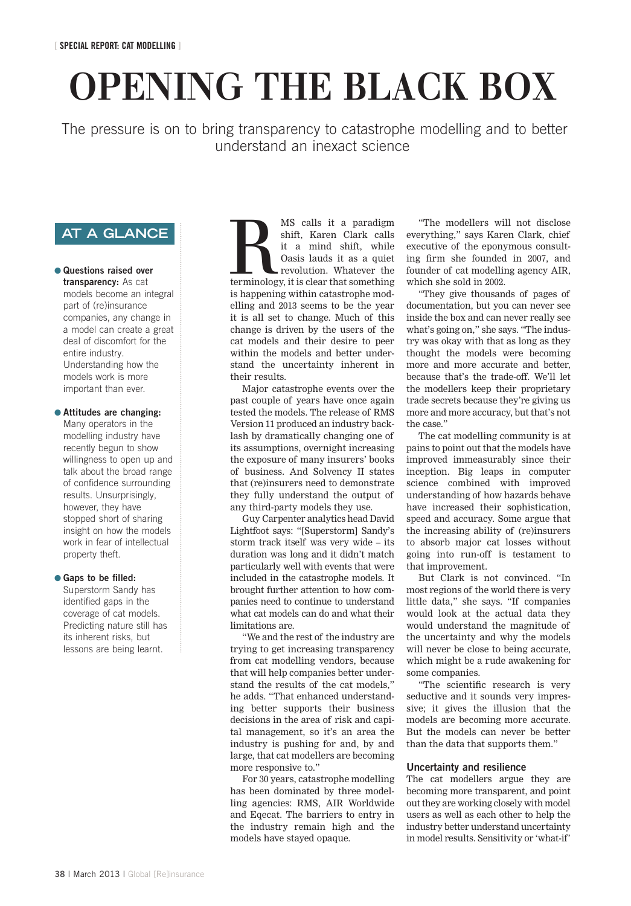[ SPECIAL REPORT: CAT MODELLING ]

# OPENING THE BLACK BOX

The pressure is on to bring transparency to catastrophe modelling and to better understand an inexact science

## AT A GLANCE

- **Questions raised over transparency:** As cat models become an integral part of (re)insurance companies, any change in a model can create a great deal of discomfort for the entire industry. Understanding how the models work is more important than ever.

- **Attitudes are changing:** Many operators in the modelling industry have recently begun to show willingness to open up and talk about the broad range of confidence surrounding results. Unsurprisingly, however, they have stopped short of sharing insight on how the models work in fear of intellectual property theft.

- **Gaps to be filled:** Superstorm Sandy has identified gaps in the coverage of cat models. Predicting nature still has its inherent risks, but lessons are being learnt.

RMS calls it a paradigm shift, Karen Clark calls it a mind shift, while Oasis lauds it as a quiet revolution. Whatever the terminology, it is clear that something is happening within catastrophe modelling and 2013 seems to be the year it is all set to change. Much of this change is driven by the users of the cat models and their desire to peer within the models and better understand the uncertainty inherent in their results.

Major catastrophe events over the past couple of years have once again tested the models. The release of RMS Version 11 produced an industry backlash by dramatically changing one of its assumptions, overnight increasing the exposure of many insurers' books of business. And Solvency II states that (re)insurers need to demonstrate they fully understand the output of any third-party models they use.

Guy Carpenter analytics head David Lightfoot says: "[Superstorm] Sandy's storm track itself was very wide – its duration was long and it didn't match particularly well with events that were included in the catastrophe models. It brought further attention to how companies need to continue to understand what cat models can do and what their limitations are.

"We and the rest of the industry are trying to get increasing transparency from cat modelling vendors, because that will help companies better understand the results of the cat models," he adds. "That enhanced understanding better supports their business decisions in the area of risk and capital management, so it's an area the industry is pushing for and, by and large, that cat modellers are becoming more responsive to."

For 30 years, catastrophe modelling has been dominated by three modelling agencies: RMS, AIR Worldwide and Eqecat. The barriers to entry in the industry remain high and the models have stayed opaque.

"The modellers will not disclose everything," says Karen Clark, chief executive of the eponymous consulting firm she founded in 2007, and founder of cat modelling agency AIR, which she sold in 2002.

"They give thousands of pages of documentation, but you can never see inside the box and can never really see what's going on," she says. "The industry was okay with that as long as they thought the models were becoming more and more accurate and better, because that's the trade-off. We'll let the modellers keep their proprietary trade secrets because they're giving us more and more accuracy, but that's not the case."

The cat modelling community is at pains to point out that the models have improved immeasurably since their inception. Big leaps in computer science combined with improved understanding of how hazards behave have increased their sophistication, speed and accuracy. Some argue that the increasing ability of (re)insurers to absorb major cat losses without going into run-off is testament to that improvement.

But Clark is not convinced. "In most regions of the world there is very little data," she says. "If companies would look at the actual data they would understand the magnitude of the uncertainty and why the models will never be close to being accurate, which might be a rude awakening for some companies.

"The scientific research is very seductive and it sounds very impressive; it gives the illusion that the models are becoming more accurate. But the models can never be better than the data that supports them."

### Uncertainty and resilience

The cat modellers argue they are becoming more transparent, and point out they are working closely with model users as well as each other to help the industry better understand uncertainty in model results. Sensitivity or 'what-if'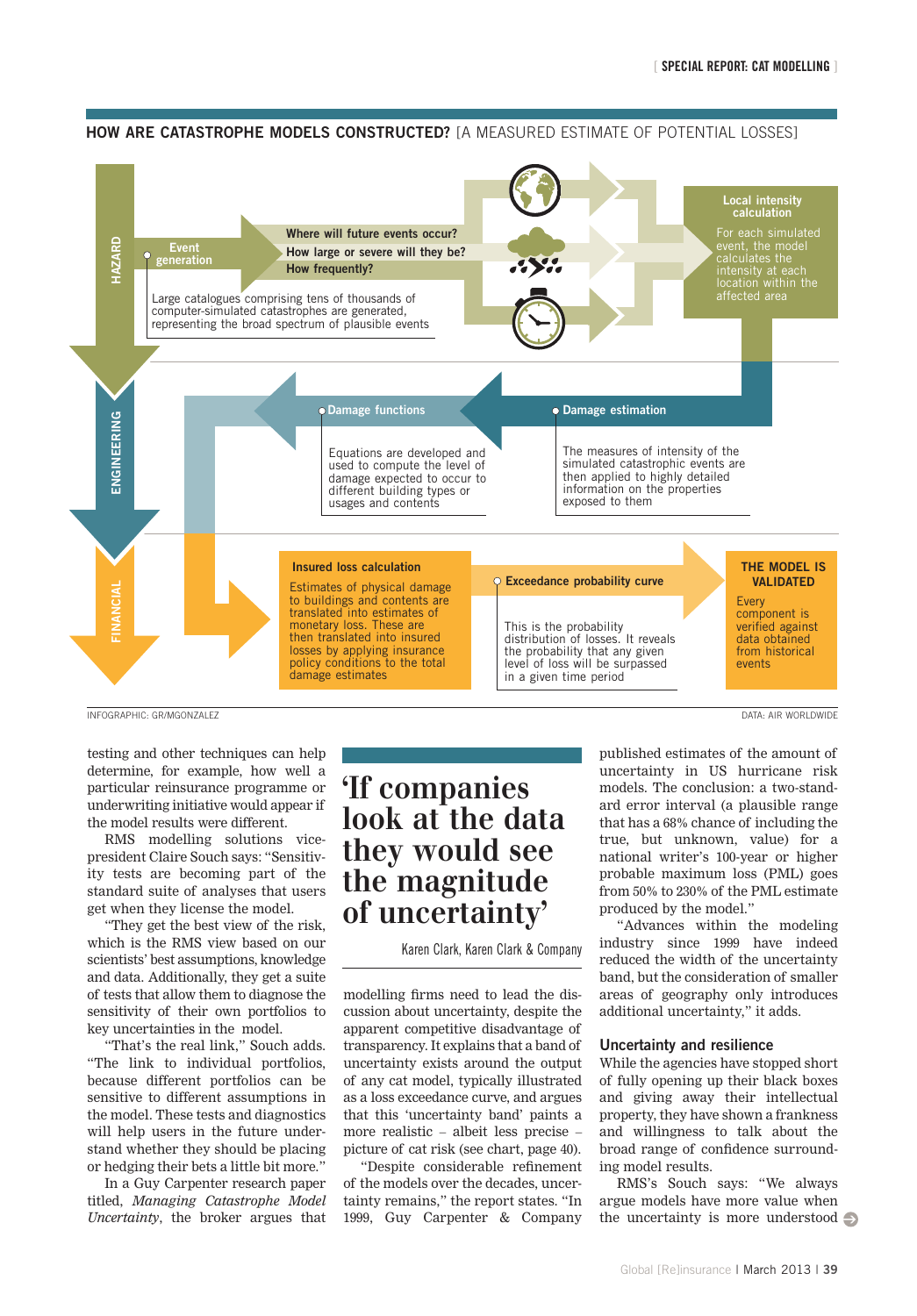## HOW ARE CATASTROPHE MODELS CONSTRUCTED? [A MEASURED ESTIMATE OF POTENTIAL LOSSES]

**HAZARD**

**Event generation**

**Where will future events occur?**
**How large or severe will they be?**
**How frequently?**

Large catalogues comprising tens of thousands of computer-simulated catastrophes are generated, representing the broad spectrum of plausible events

**Local intensity calculation**

For each simulated event, the model calculates the intensity at each location within the affected area

**ENGINEERING**

**Damage estimation**

The measures of intensity of the simulated catastrophic events are then applied to highly detailed information on the properties exposed to them

**Damage functions**

Equations are developed and used to compute the level of damage expected to occur to different building types or usages and contents

**FINANCIAL**

**Insured loss calculation**

Estimates of physical damage to buildings and contents are translated into estimates of monetary loss. These are then translated into insured losses by applying insurance policy conditions to the total damage estimates

**Exceedance probability curve**

This is the probability distribution of losses. It reveals the probability that any given level of loss will be surpassed in a given time period

**THE MODEL IS VALIDATED**

Every component is verified against data obtained from historical events

INFOGRAPHIC: GR/MGONZALEZ

DATA: AIR WORLDWIDE

testing and other techniques can help determine, for example, how well a particular reinsurance programme or underwriting initiative would appear if the model results were different.

RMS modelling solutions vice-president Claire Souch says: "Sensitivity tests are becoming part of the standard suite of analyses that users get when they license the model.

"They get the best view of the risk, which is the RMS view based on our scientists' best assumptions, knowledge and data. Additionally, they get a suite of tests that allow them to diagnose the sensitivity of their own portfolios to key uncertainties in the model.

"That's the real link," Souch adds. "The link to individual portfolios, because different portfolios can be sensitive to different assumptions in the model. These tests and diagnostics will help users in the future understand whether they should be placing or hedging their bets a little bit more."

In a Guy Carpenter research paper titled, *Managing Catastrophe Model Uncertainty*, the broker argues that modelling firms need to lead the discussion about uncertainty, despite the apparent competitive disadvantage of transparency. It explains that a band of uncertainty exists around the output of any cat model, typically illustrated as a loss exceedance curve, and argues that this 'uncertainty band' paints a more realistic – albeit less precise – picture of cat risk (see chart, page 40).

> **'If companies look at the data they would see the magnitude of uncertainty'**
>
> Karen Clark, Karen Clark & Company

"Despite considerable refinement of the models over the decades, uncertainty remains," the report states. "In 1999, Guy Carpenter & Company published estimates of the amount of uncertainty in US hurricane risk models. The conclusion: a two-standard error interval (a plausible range that has a 68% chance of including the true, but unknown, value) for a national writer's 100-year or higher probable maximum loss (PML) goes from 50% to 230% of the PML estimate produced by the model."

"Advances within the modeling industry since 1999 have indeed reduced the width of the uncertainty band, but the consideration of smaller areas of geography only introduces additional uncertainty," it adds.

### Uncertainty and resilience

While the agencies have stopped short of fully opening up their black boxes and giving away their intellectual property, they have shown a frankness and willingness to talk about the broad range of confidence surrounding model results.

RMS's Souch says: "We always argue models have more value when the uncertainty is more understood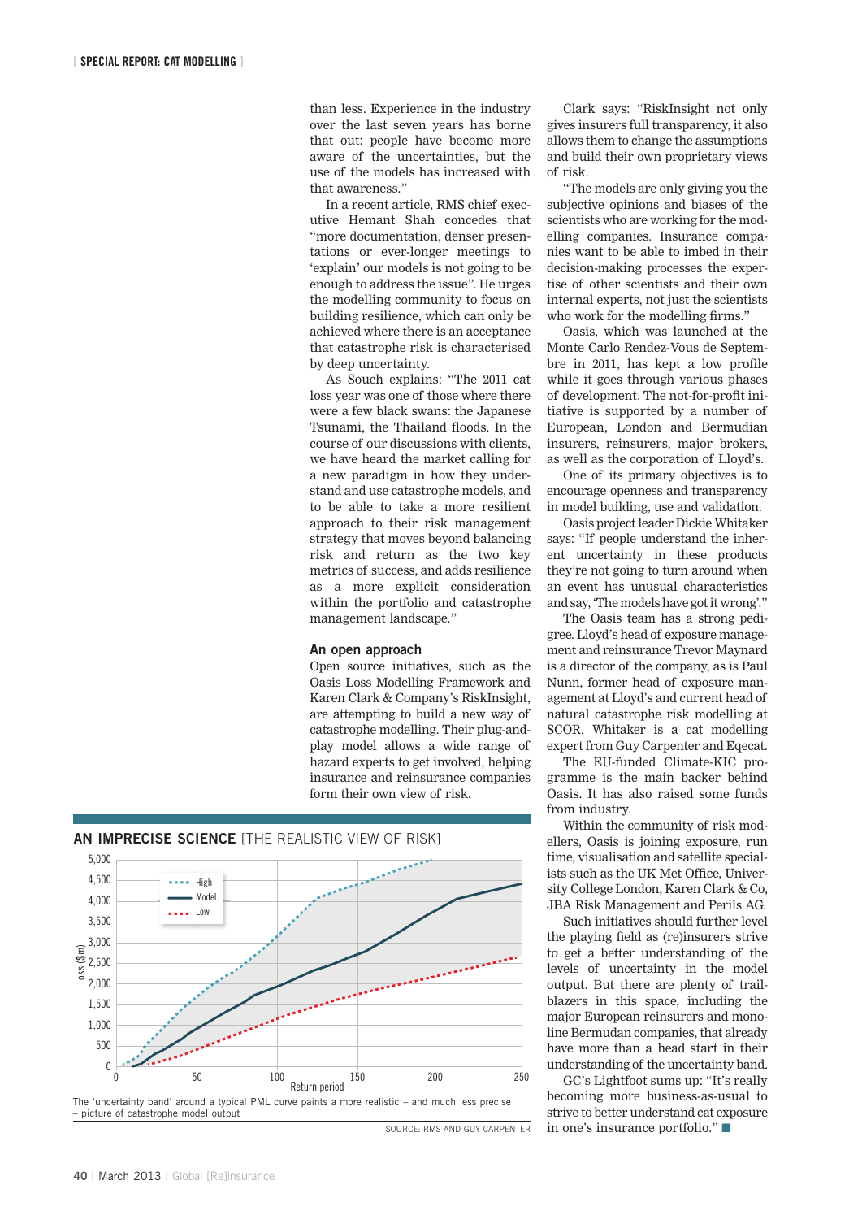than less. Experience in the industry over the last seven years has borne that out: people have become more aware of the uncertainties, but the use of the models has increased with that awareness."

In a recent article, RMS chief executive Hemant Shah concedes that "more documentation, denser presentations or ever-longer meetings to 'explain' our models is not going to be enough to address the issue". He urges the modelling community to focus on building resilience, which can only be achieved where there is an acceptance that catastrophe risk is characterised by deep uncertainty.

As Souch explains: "The 2011 cat loss year was one of those where there were a few black swans: the Japanese Tsunami, the Thailand floods. In the course of our discussions with clients, we have heard the market calling for a new paradigm in how they understand and use catastrophe models, and to be able to take a more resilient approach to their risk management strategy that moves beyond balancing risk and return as the two key metrics of success, and adds resilience as a more explicit consideration within the portfolio and catastrophe management landscape."

### An open approach

Open source initiatives, such as the Oasis Loss Modelling Framework and Karen Clark & Company's RiskInsight, are attempting to build a new way of catastrophe modelling. Their plug-and-play model allows a wide range of hazard experts to get involved, helping insurance and reinsurance companies form their own view of risk.

**AN IMPRECISE SCIENCE** [THE REALISTIC VIEW OF RISK]

Loss ($m)
5,000
4,500
4,000
3,500
3,000
2,500
2,000
1,500
1,000
500
0

0
50
100
150
200
250
Return period

High
Model
Low

The 'uncertainty band' around a typical PML curve paints a more realistic – and much less precise – picture of catastrophe model output

SOURCE: RMS AND GUY CARPENTER

Clark says: "RiskInsight not only gives insurers full transparency, it also allows them to change the assumptions and build their own proprietary views of risk.

"The models are only giving you the subjective opinions and biases of the scientists who are working for the modelling companies. Insurance companies want to be able to imbed in their decision-making processes the expertise of other scientists and their own internal experts, not just the scientists who work for the modelling firms."

Oasis, which was launched at the Monte Carlo Rendez-Vous de Septembre in 2011, has kept a low profile while it goes through various phases of development. The not-for-profit initiative is supported by a number of European, London and Bermudian insurers, reinsurers, major brokers, as well as the corporation of Lloyd's.

One of its primary objectives is to encourage openness and transparency in model building, use and validation.

Oasis project leader Dickie Whitaker says: "If people understand the inherent uncertainty in these products they're not going to turn around when an event has unusual characteristics and say, 'The models have got it wrong'."

The Oasis team has a strong pedigree. Lloyd's head of exposure management and reinsurance Trevor Maynard is a director of the company, as is Paul Nunn, former head of exposure management at Lloyd's and current head of natural catastrophe risk modelling at SCOR. Whitaker is a cat modelling expert from Guy Carpenter and Eqecat.

The EU-funded Climate-KIC programme is the main backer behind Oasis. It has also raised some funds from industry.

Within the community of risk modellers, Oasis is joining exposure, run time, visualisation and satellite specialists such as the UK Met Office, University College London, Karen Clark & Co, JBA Risk Management and Perils AG.

Such initiatives should further level the playing field as (re)insurers strive to get a better understanding of the levels of uncertainty in the model output. But there are plenty of trailblazers in this space, including the major European reinsurers and monoline Bermudan companies, that already have more than a head start in their understanding of the uncertainty band.

GC's Lightfoot sums up: "It's really becoming more business-as-usual to strive to better understand cat exposure in one's insurance portfolio." ■